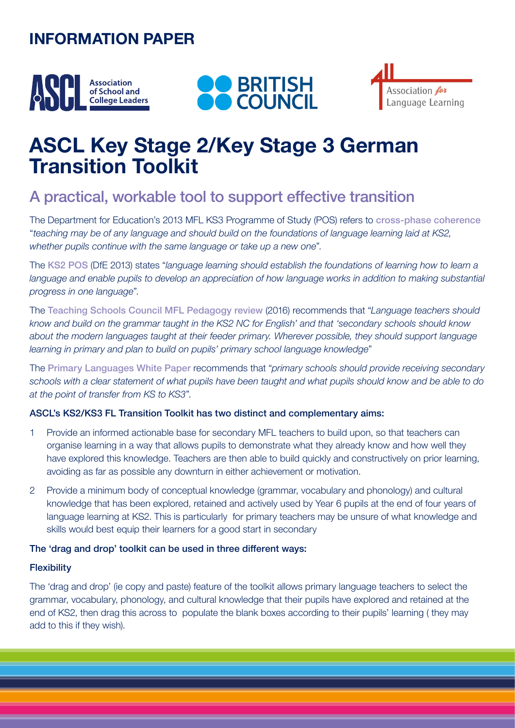INFORMATION PAPER

# ASCL Key Stage 2/Key Stage 3 German Transition Toolkit

## A practical, workable tool to support effective transition

The Department for Education's 2013 MFL KS3 Programme of Study (POS) refers to cross-phase coherence "*teaching may be of any language and should build on the foundations of language learning laid at KS2, whether pupils continue with the same language or take up a new one*".

The KS2 POS (DfE 2013) states "*language learning should establish the foundations of learning how to learn a language and enable pupils to develop an appreciation of how language works in addition to making substantial progress in one language*".

The Teaching Schools Council MFL Pedagogy review (2016) recommends that "*Language teachers should know and build on the grammar taught in the KS2 NC for English' and that 'secondary schools should know about the modern languages taught at their feeder primary. Wherever possible, they should support language learning in primary and plan to build on pupils' primary school language knowledge*"

The Primary Languages White Paper recommends that "*primary schools should provide receiving secondary schools with a clear statement of what pupils have been taught and what pupils should know and be able to do at the point of transfer from KS to KS3*".

**ASCL's KS2/KS3 FL Transition Toolkit has two distinct and complementary aims:**

1. Provide an informed actionable base for secondary MFL teachers to build upon, so that teachers can organise learning in a way that allows pupils to demonstrate what they already know and how well they have explored this knowledge. Teachers are then able to build quickly and constructively on prior learning, avoiding as far as possible any downturn in either achievement or motivation.
2. Provide a minimum body of conceptual knowledge (grammar, vocabulary and phonology) and cultural knowledge that has been explored, retained and actively used by Year 6 pupils at the end of four years of language learning at KS2. This is particularly for primary teachers may be unsure of what knowledge and skills would best equip their learners for a good start in secondary

**The 'drag and drop' toolkit can be used in three different ways:**

**Flexibility**

The 'drag and drop' (ie copy and paste) feature of the toolkit allows primary language teachers to select the grammar, vocabulary, phonology, and cultural knowledge that their pupils have explored and retained at the end of KS2, then drag this across to populate the blank boxes according to their pupils' learning ( they may add to this if they wish).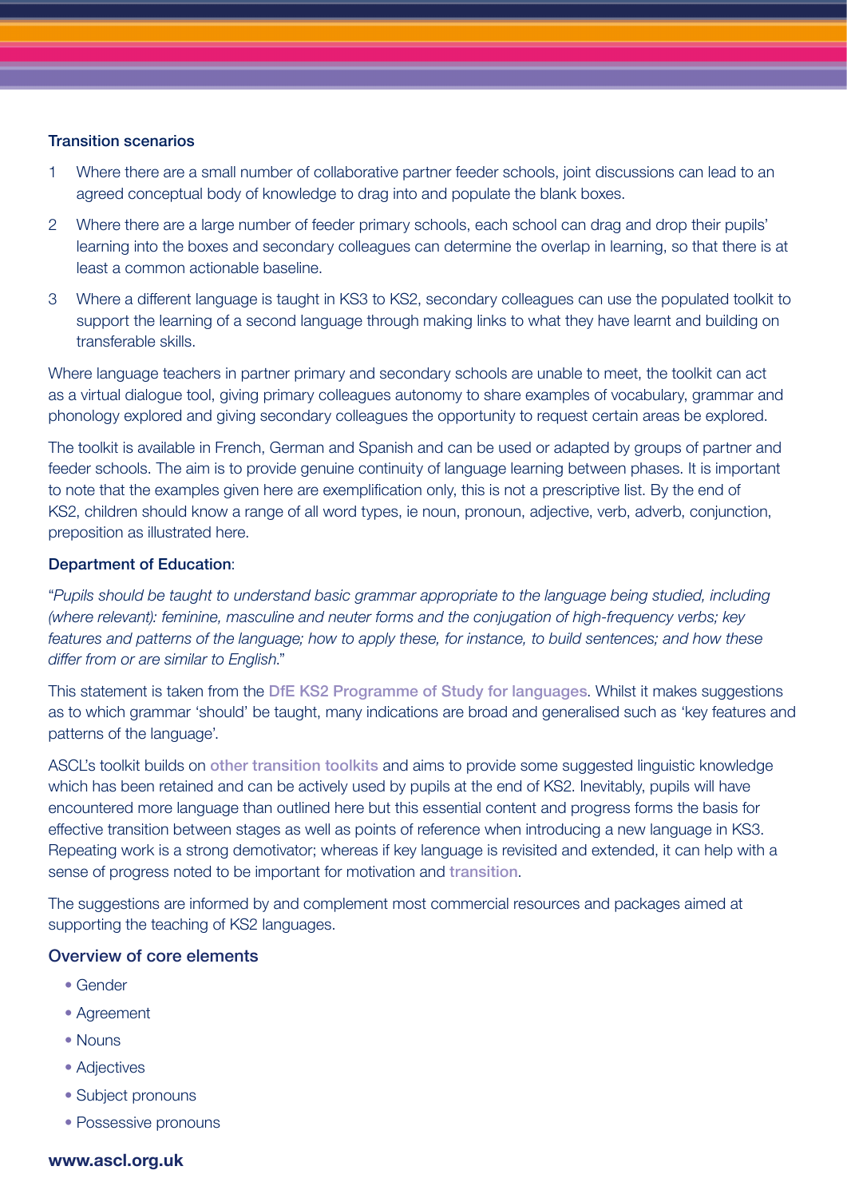### Transition scenarios

1. Where there are a small number of collaborative partner feeder schools, joint discussions can lead to an agreed conceptual body of knowledge to drag into and populate the blank boxes.
2. Where there are a large number of feeder primary schools, each school can drag and drop their pupils' learning into the boxes and secondary colleagues can determine the overlap in learning, so that there is at least a common actionable baseline.
3. Where a different language is taught in KS3 to KS2, secondary colleagues can use the populated toolkit to support the learning of a second language through making links to what they have learnt and building on transferable skills.

Where language teachers in partner primary and secondary schools are unable to meet, the toolkit can act as a virtual dialogue tool, giving primary colleagues autonomy to share examples of vocabulary, grammar and phonology explored and giving secondary colleagues the opportunity to request certain areas be explored.

The toolkit is available in French, German and Spanish and can be used or adapted by groups of partner and feeder schools. The aim is to provide genuine continuity of language learning between phases. It is important to note that the examples given here are exemplification only, this is not a prescriptive list. By the end of KS2, children should know a range of all word types, ie noun, pronoun, adjective, verb, adverb, conjunction, preposition as illustrated here.

**Department of Education**:

"*Pupils should be taught to understand basic grammar appropriate to the language being studied, including (where relevant): feminine, masculine and neuter forms and the conjugation of high-frequency verbs; key features and patterns of the language; how to apply these, for instance, to build sentences; and how these differ from or are similar to English.*"

This statement is taken from the DfE KS2 Programme of Study for languages. Whilst it makes suggestions as to which grammar 'should' be taught, many indications are broad and generalised such as 'key features and patterns of the language'.

ASCL's toolkit builds on other transition toolkits and aims to provide some suggested linguistic knowledge which has been retained and can be actively used by pupils at the end of KS2. Inevitably, pupils will have encountered more language than outlined here but this essential content and progress forms the basis for effective transition between stages as well as points of reference when introducing a new language in KS3. Repeating work is a strong demotivator; whereas if key language is revisited and extended, it can help with a sense of progress noted to be important for motivation and transition.

The suggestions are informed by and complement most commercial resources and packages aimed at supporting the teaching of KS2 languages.

### Overview of core elements

- Gender
- Agreement
- Nouns
- Adjectives
- Subject pronouns
- Possessive pronouns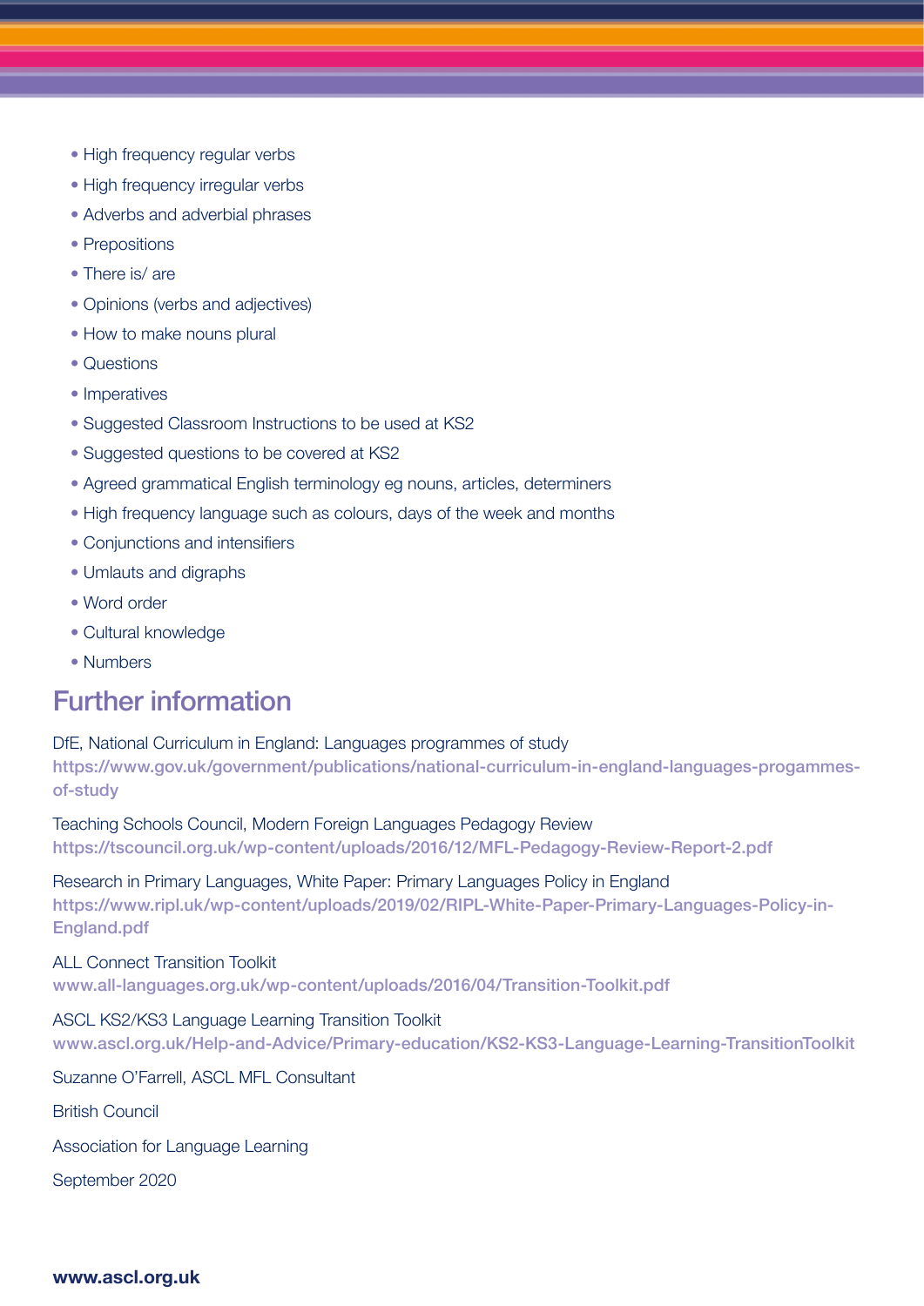- High frequency regular verbs
- High frequency irregular verbs
- Adverbs and adverbial phrases
- Prepositions
- There is/ are
- Opinions (verbs and adjectives)
- How to make nouns plural
- Questions
- Imperatives
- Suggested Classroom Instructions to be used at KS2
- Suggested questions to be covered at KS2
- Agreed grammatical English terminology eg nouns, articles, determiners
- High frequency language such as colours, days of the week and months
- Conjunctions and intensifiers
- Umlauts and digraphs
- Word order
- Cultural knowledge
- Numbers

## Further information

DfE, National Curriculum in England: Languages programmes of study
https://www.gov.uk/government/publications/national-curriculum-in-england-languages-progammes-of-study

Teaching Schools Council, Modern Foreign Languages Pedagogy Review
https://tscouncil.org.uk/wp-content/uploads/2016/12/MFL-Pedagogy-Review-Report-2.pdf

Research in Primary Languages, White Paper: Primary Languages Policy in England
https://www.ripl.uk/wp-content/uploads/2019/02/RIPL-White-Paper-Primary-Languages-Policy-in-England.pdf

ALL Connect Transition Toolkit
www.all-languages.org.uk/wp-content/uploads/2016/04/Transition-Toolkit.pdf

ASCL KS2/KS3 Language Learning Transition Toolkit
www.ascl.org.uk/Help-and-Advice/Primary-education/KS2-KS3-Language-Learning-TransitionToolkit

Suzanne O'Farrell, ASCL MFL Consultant

British Council

Association for Language Learning

September 2020

**www.ascl.org.uk**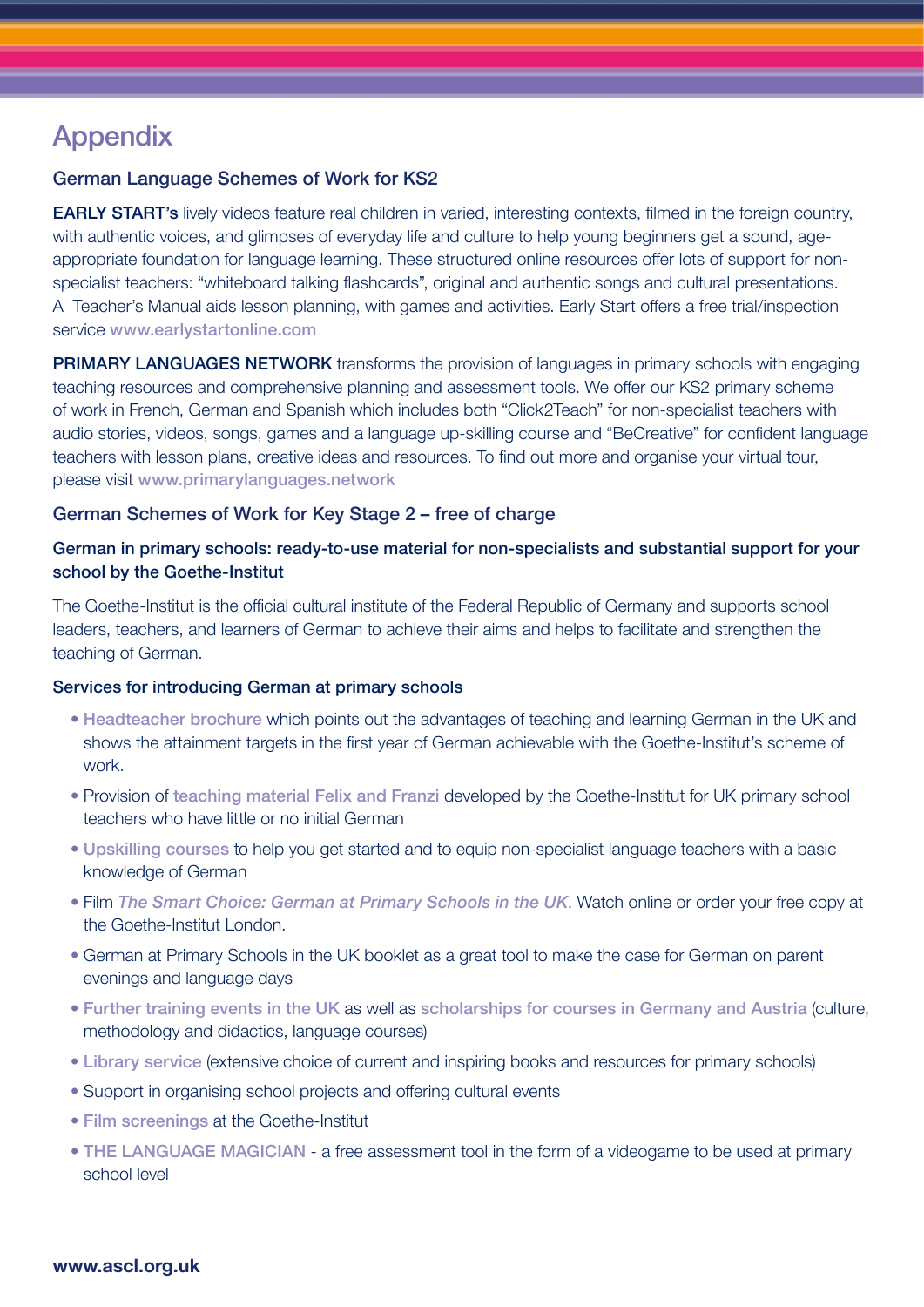# Appendix

## German Language Schemes of Work for KS2

**EARLY START's** lively videos feature real children in varied, interesting contexts, filmed in the foreign country, with authentic voices, and glimpses of everyday life and culture to help young beginners get a sound, age-appropriate foundation for language learning. These structured online resources offer lots of support for non-specialist teachers: "whiteboard talking flashcards", original and authentic songs and cultural presentations. A Teacher's Manual aids lesson planning, with games and activities. Early Start offers a free trial/inspection service **www.earlystartonline.com**

**PRIMARY LANGUAGES NETWORK** transforms the provision of languages in primary schools with engaging teaching resources and comprehensive planning and assessment tools. We offer our KS2 primary scheme of work in French, German and Spanish which includes both "Click2Teach" for non-specialist teachers with audio stories, videos, songs, games and a language up-skilling course and "BeCreative" for confident language teachers with lesson plans, creative ideas and resources. To find out more and organise your virtual tour, please visit **www.primarylanguages.network**

## German Schemes of Work for Key Stage 2 – free of charge

### German in primary schools: ready-to-use material for non-specialists and substantial support for your school by the Goethe-Institut

The Goethe-Institut is the official cultural institute of the Federal Republic of Germany and supports school leaders, teachers, and learners of German to achieve their aims and helps to facilitate and strengthen the teaching of German.

### Services for introducing German at primary schools

- **Headteacher brochure** which points out the advantages of teaching and learning German in the UK and shows the attainment targets in the first year of German achievable with the Goethe-Institut's scheme of work.
- Provision of **teaching material Felix and Franzi** developed by the Goethe-Institut for UK primary school teachers who have little or no initial German
- **Upskilling courses** to help you get started and to equip non-specialist language teachers with a basic knowledge of German
- Film ***The Smart Choice: German at Primary Schools in the UK***. Watch online or order your free copy at the Goethe-Institut London.
- German at Primary Schools in the UK booklet as a great tool to make the case for German on parent evenings and language days
- **Further training events in the UK** as well as **scholarships for courses in Germany and Austria** (culture, methodology and didactics, language courses)
- **Library service** (extensive choice of current and inspiring books and resources for primary schools)
- Support in organising school projects and offering cultural events
- **Film screenings** at the Goethe-Institut
- **THE LANGUAGE MAGICIAN** - a free assessment tool in the form of a videogame to be used at primary school level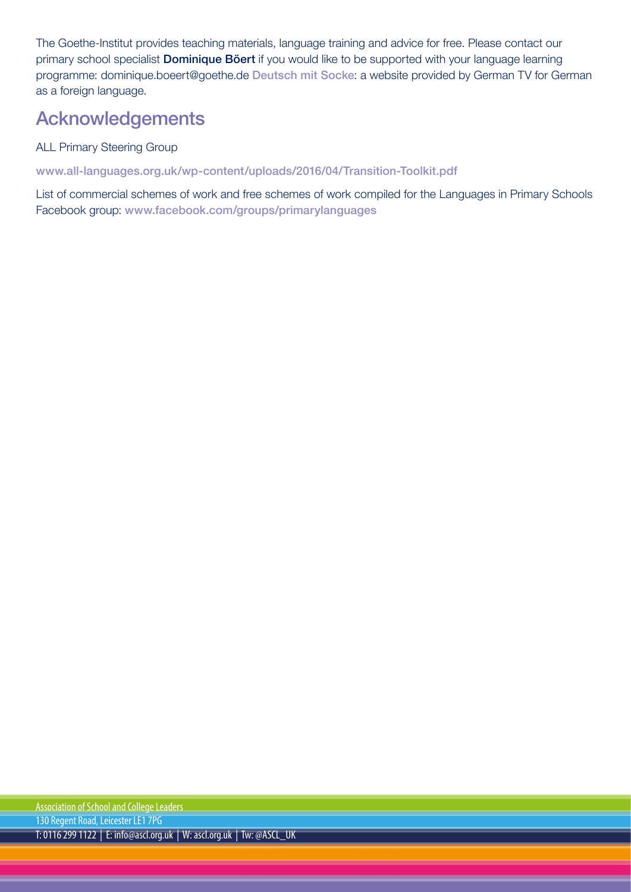The Goethe-Institut provides teaching materials, language training and advice for free. Please contact our primary school specialist **Dominique Böert** if you would like to be supported with your language learning programme: dominique.boeert@goethe.de **Deutsch mit Socke**: a website provided by German TV for German as a foreign language.

## Acknowledgements

ALL Primary Steering Group

**www.all-languages.org.uk/wp-content/uploads/2016/04/Transition-Toolkit.pdf**

List of commercial schemes of work and free schemes of work compiled for the Languages in Primary Schools Facebook group: **www.facebook.com/groups/primarylanguages**

Association of School and College Leaders
130 Regent Road, Leicester LE1 7PG
T: 0116 299 1122 | E: info@ascl.org.uk | W: ascl.org.uk | Tw: @ASCL_UK